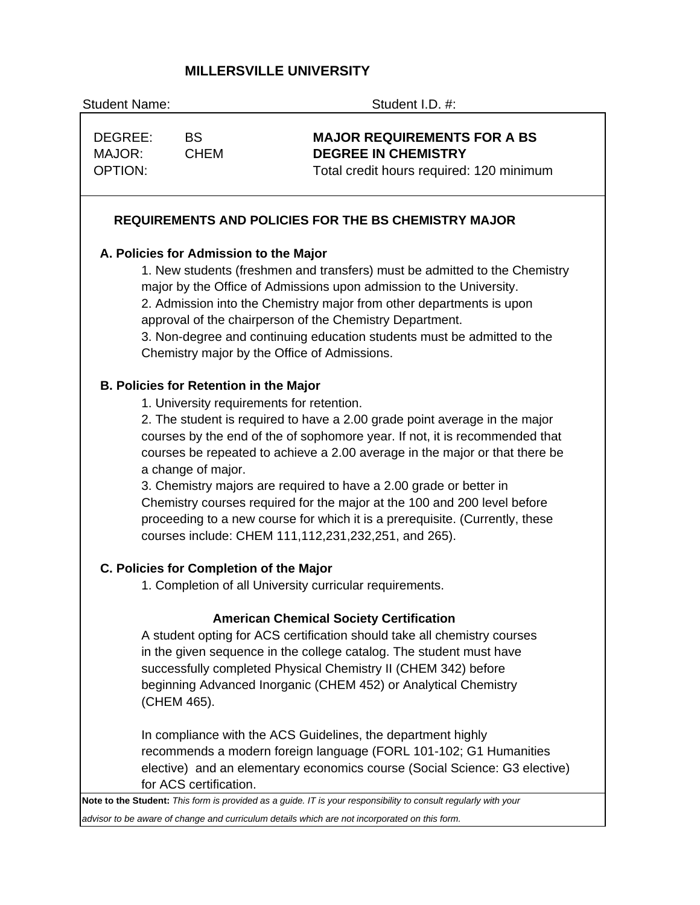# MILLERSVILLE UNIVERSITY

Student Name: Student I.D. #:

| | | |
|---|---|---|
| DEGREE: | BS | **MAJOR REQUIREMENTS FOR A BS** |
| MAJOR: | CHEM | **DEGREE IN CHEMISTRY** |
| OPTION: | | Total credit hours required: 120 minimum |

## REQUIREMENTS AND POLICIES FOR THE BS CHEMISTRY MAJOR

### A. Policies for Admission to the Major

1. New students (freshmen and transfers) must be admitted to the Chemistry major by the Office of Admissions upon admission to the University.
2. Admission into the Chemistry major from other departments is upon approval of the chairperson of the Chemistry Department.
3. Non-degree and continuing education students must be admitted to the Chemistry major by the Office of Admissions.

### B. Policies for Retention in the Major

1. University requirements for retention.
2. The student is required to have a 2.00 grade point average in the major courses by the end of the of sophomore year. If not, it is recommended that courses be repeated to achieve a 2.00 average in the major or that there be a change of major.
3. Chemistry majors are required to have a 2.00 grade or better in Chemistry courses required for the major at the 100 and 200 level before proceeding to a new course for which it is a prerequisite. (Currently, these courses include: CHEM 111,112,231,232,251, and 265).

### C. Policies for Completion of the Major

1. Completion of all University curricular requirements.

### American Chemical Society Certification

A student opting for ACS certification should take all chemistry courses in the given sequence in the college catalog. The student must have successfully completed Physical Chemistry II (CHEM 342) before beginning Advanced Inorganic (CHEM 452) or Analytical Chemistry (CHEM 465).

In compliance with the ACS Guidelines, the department highly recommends a modern foreign language (FORL 101-102; G1 Humanities elective) and an elementary economics course (Social Science: G3 elective) for ACS certification.

**Note to the Student:** *This form is provided as a guide. IT is your responsibility to consult regularly with your advisor to be aware of change and curriculum details which are not incorporated on this form.*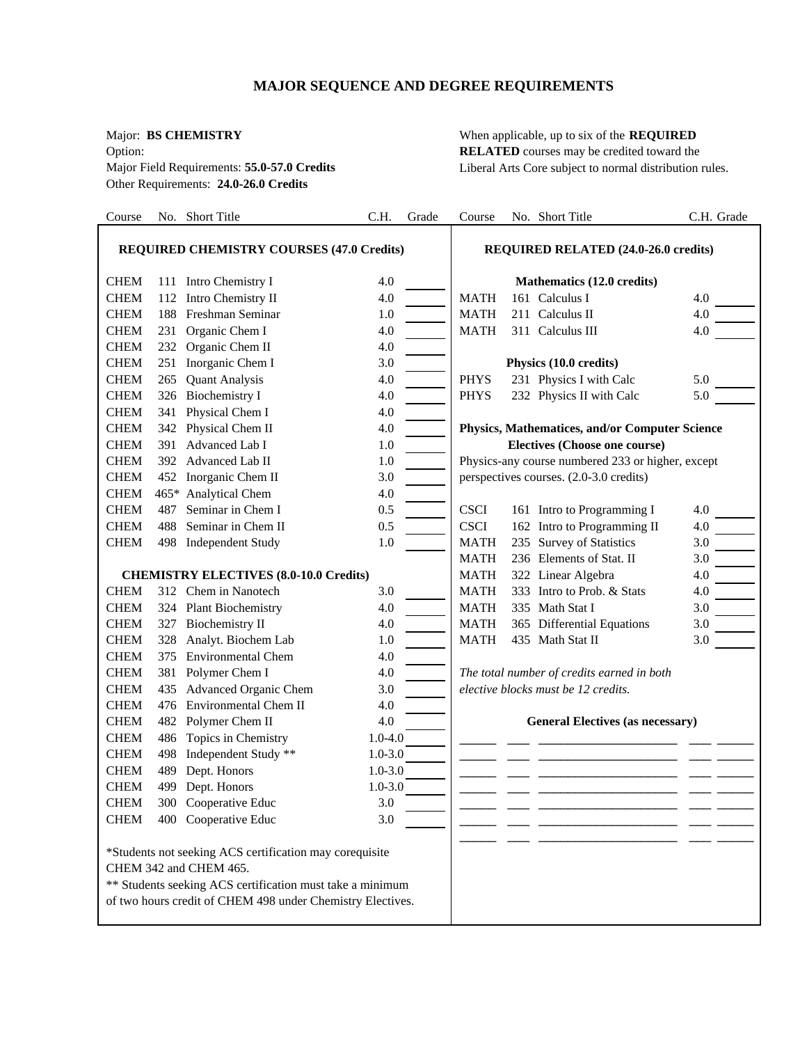# MAJOR SEQUENCE AND DEGREE REQUIREMENTS

Major: **BS CHEMISTRY**
Option:
Major Field Requirements: **55.0-57.0 Credits**
Other Requirements: **24.0-26.0 Credits**

When applicable, up to six of the **REQUIRED RELATED** courses may be credited toward the Liberal Arts Core subject to normal distribution rules.

## REQUIRED CHEMISTRY COURSES (47.0 Credits)

| Course | No. | Short Title | C.H. | Grade |
|---|---|---|---|---|
| CHEM | 111 | Intro Chemistry I | 4.0 | |
| CHEM | 112 | Intro Chemistry II | 4.0 | |
| CHEM | 188 | Freshman Seminar | 1.0 | |
| CHEM | 231 | Organic Chem I | 4.0 | |
| CHEM | 232 | Organic Chem II | 4.0 | |
| CHEM | 251 | Inorganic Chem I | 3.0 | |
| CHEM | 265 | Quant Analysis | 4.0 | |
| CHEM | 326 | Biochemistry I | 4.0 | |
| CHEM | 341 | Physical Chem I | 4.0 | |
| CHEM | 342 | Physical Chem II | 4.0 | |
| CHEM | 391 | Advanced Lab I | 1.0 | |
| CHEM | 392 | Advanced Lab II | 1.0 | |
| CHEM | 452 | Inorganic Chem II | 3.0 | |
| CHEM | 465* | Analytical Chem | 4.0 | |
| CHEM | 487 | Seminar in Chem I | 0.5 | |
| CHEM | 488 | Seminar in Chem II | 0.5 | |
| CHEM | 498 | Independent Study | 1.0 | |

## CHEMISTRY ELECTIVES (8.0-10.0 Credits)

| Course | No. | Short Title | C.H. | Grade |
|---|---|---|---|---|
| CHEM | 312 | Chem in Nanotech | 3.0 | |
| CHEM | 324 | Plant Biochemistry | 4.0 | |
| CHEM | 327 | Biochemistry II | 4.0 | |
| CHEM | 328 | Analyt. Biochem Lab | 1.0 | |
| CHEM | 375 | Environmental Chem | 4.0 | |
| CHEM | 381 | Polymer Chem I | 4.0 | |
| CHEM | 435 | Advanced Organic Chem | 3.0 | |
| CHEM | 476 | Environmental Chem II | 4.0 | |
| CHEM | 482 | Polymer Chem II | 4.0 | |
| CHEM | 486 | Topics in Chemistry | 1.0-4.0 | |
| CHEM | 498 | Independent Study ** | 1.0-3.0 | |
| CHEM | 489 | Dept. Honors | 1.0-3.0 | |
| CHEM | 499 | Dept. Honors | 1.0-3.0 | |
| CHEM | 300 | Cooperative Educ | 3.0 | |
| CHEM | 400 | Cooperative Educ | 3.0 | |

*Students not seeking ACS certification may corequisite CHEM 342 and CHEM 465.

** Students seeking ACS certification must take a minimum of two hours credit of CHEM 498 under Chemistry Electives.

## REQUIRED RELATED (24.0-26.0 credits)

### Mathematics (12.0 credits)

| Course | No. | Short Title | C.H. | Grade |
|---|---|---|---|---|
| MATH | 161 | Calculus I | 4.0 | |
| MATH | 211 | Calculus II | 4.0 | |
| MATH | 311 | Calculus III | 4.0 | |

### Physics (10.0 credits)

| Course | No. | Short Title | C.H. | Grade |
|---|---|---|---|---|
| PHYS | 231 | Physics I with Calc | 5.0 | |
| PHYS | 232 | Physics II with Calc | 5.0 | |

### Physics, Mathematices, and/or Computer Science Electives (Choose one course)

Physics-any course numbered 233 or higher, except perspectives courses. (2.0-3.0 credits)

| Course | No. | Short Title | C.H. | Grade |
|---|---|---|---|---|
| CSCI | 161 | Intro to Programming I | 4.0 | |
| CSCI | 162 | Intro to Programming II | 4.0 | |
| MATH | 235 | Survey of Statistics | 3.0 | |
| MATH | 236 | Elements of Stat. II | 3.0 | |
| MATH | 322 | Linear Algebra | 4.0 | |
| MATH | 333 | Intro to Prob. & Stats | 4.0 | |
| MATH | 335 | Math Stat I | 3.0 | |
| MATH | 365 | Differential Equations | 3.0 | |
| MATH | 435 | Math Stat II | 3.0 | |

*The total number of credits earned in both elective blocks must be 12 credits.*

### General Electives (as necessary)

| Course | No. | Short Title | C.H. | Grade |
|---|---|---|---|---|
| | | | | |
| | | | | |
| | | | | |
| | | | | |
| | | | | |
| | | | | |
| | | | | |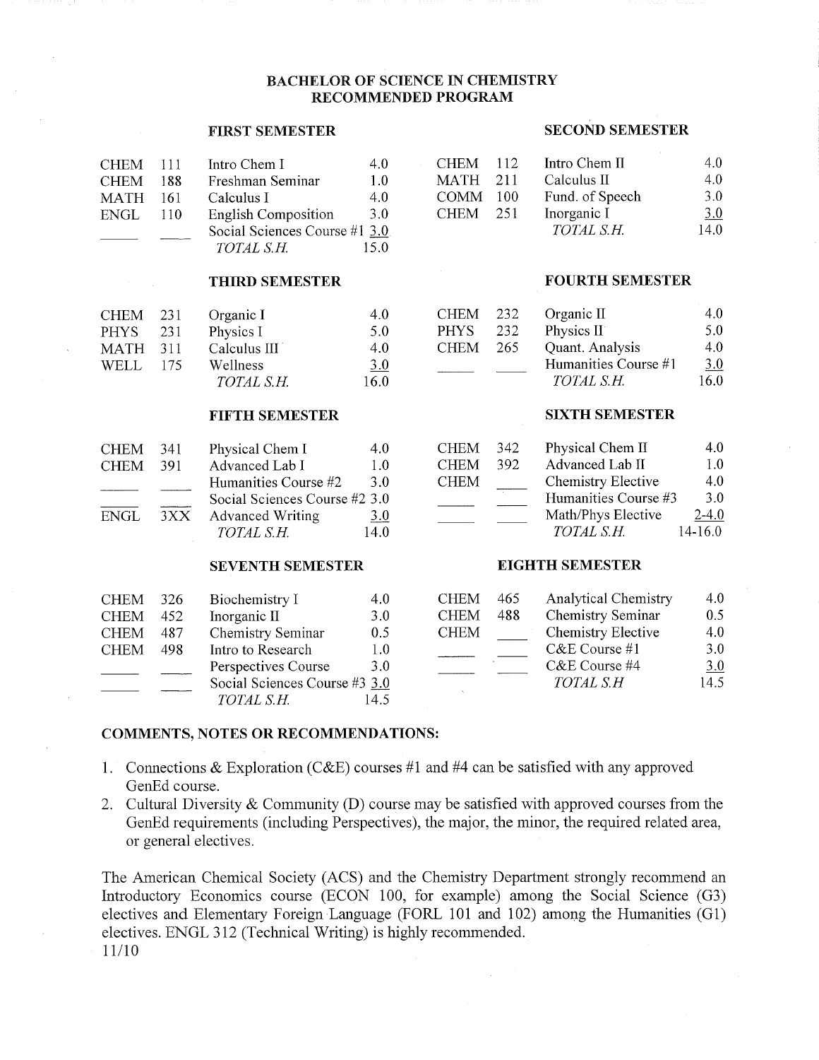# BACHELOR OF SCIENCE IN CHEMISTRY
## RECOMMENDED PROGRAM

### FIRST SEMESTER

| | | | |
|---|---|---|---|
| CHEM | 111 | Intro Chem I | 4.0 |
| CHEM | 188 | Freshman Seminar | 1.0 |
| MATH | 161 | Calculus I | 4.0 |
| ENGL | 110 | English Composition | 3.0 |
| ____ | ____ | Social Sciences Course #1 | 3.0 |
| | | *TOTAL S.H.* | 15.0 |

### SECOND SEMESTER

| | | | |
|---|---|---|---|
| CHEM | 112 | Intro Chem II | 4.0 |
| MATH | 211 | Calculus II | 4.0 |
| COMM | 100 | Fund. of Speech | 3.0 |
| CHEM | 251 | Inorganic I | 3.0 |
| | | *TOTAL S.H.* | 14.0 |

### THIRD SEMESTER

| | | | |
|---|---|---|---|
| CHEM | 231 | Organic I | 4.0 |
| PHYS | 231 | Physics I | 5.0 |
| MATH | 311 | Calculus III | 4.0 |
| WELL | 175 | Wellness | 3.0 |
| | | *TOTAL S.H.* | 16.0 |

### FOURTH SEMESTER

| | | | |
|---|---|---|---|
| CHEM | 232 | Organic II | 4.0 |
| PHYS | 232 | Physics II | 5.0 |
| CHEM | 265 | Quant. Analysis | 4.0 |
| ____ | ____ | Humanities Course #1 | 3.0 |
| | | *TOTAL S.H.* | 16.0 |

### FIFTH SEMESTER

| | | | |
|---|---|---|---|
| CHEM | 341 | Physical Chem I | 4.0 |
| CHEM | 391 | Advanced Lab I | 1.0 |
| ____ | ____ | Humanities Course #2 | 3.0 |
| ____ | ____ | Social Sciences Course #2 | 3.0 |
| ENGL | 3XX | Advanced Writing | 3.0 |
| | | *TOTAL S.H.* | 14.0 |

### SIXTH SEMESTER

| | | | |
|---|---|---|---|
| CHEM | 342 | Physical Chem II | 4.0 |
| CHEM | 392 | Advanced Lab II | 1.0 |
| CHEM | ____ | Chemistry Elective | 4.0 |
| ____ | ____ | Humanities Course #3 | 3.0 |
| ____ | ____ | Math/Phys Elective | 2-4.0 |
| | | *TOTAL S.H.* | 14-16.0 |

### SEVENTH SEMESTER

| | | | |
|---|---|---|---|
| CHEM | 326 | Biochemistry I | 4.0 |
| CHEM | 452 | Inorganic II | 3.0 |
| CHEM | 487 | Chemistry Seminar | 0.5 |
| CHEM | 498 | Intro to Research | 1.0 |
| ____ | ____ | Perspectives Course | 3.0 |
| ____ | ____ | Social Sciences Course #3 | 3.0 |
| | | *TOTAL S.H.* | 14.5 |

### EIGHTH SEMESTER

| | | | |
|---|---|---|---|
| CHEM | 465 | Analytical Chemistry | 4.0 |
| CHEM | 488 | Chemistry Seminar | 0.5 |
| CHEM | ____ | Chemistry Elective | 4.0 |
| ____ | ____ | C&E Course #1 | 3.0 |
| ____ | ____ | C&E Course #4 | 3.0 |
| | | *TOTAL S.H* | 14.5 |

**COMMENTS, NOTES OR RECOMMENDATIONS:**

1. Connections & Exploration (C&E) courses #1 and #4 can be satisfied with any approved GenEd course.
2. Cultural Diversity & Community (D) course may be satisfied with approved courses from the GenEd requirements (including Perspectives), the major, the minor, the required related area, or general electives.

The American Chemical Society (ACS) and the Chemistry Department strongly recommend an Introductory Economics course (ECON 100, for example) among the Social Science (G3) electives and Elementary Foreign Language (FORL 101 and 102) among the Humanities (G1) electives. ENGL 312 (Technical Writing) is highly recommended.

11/10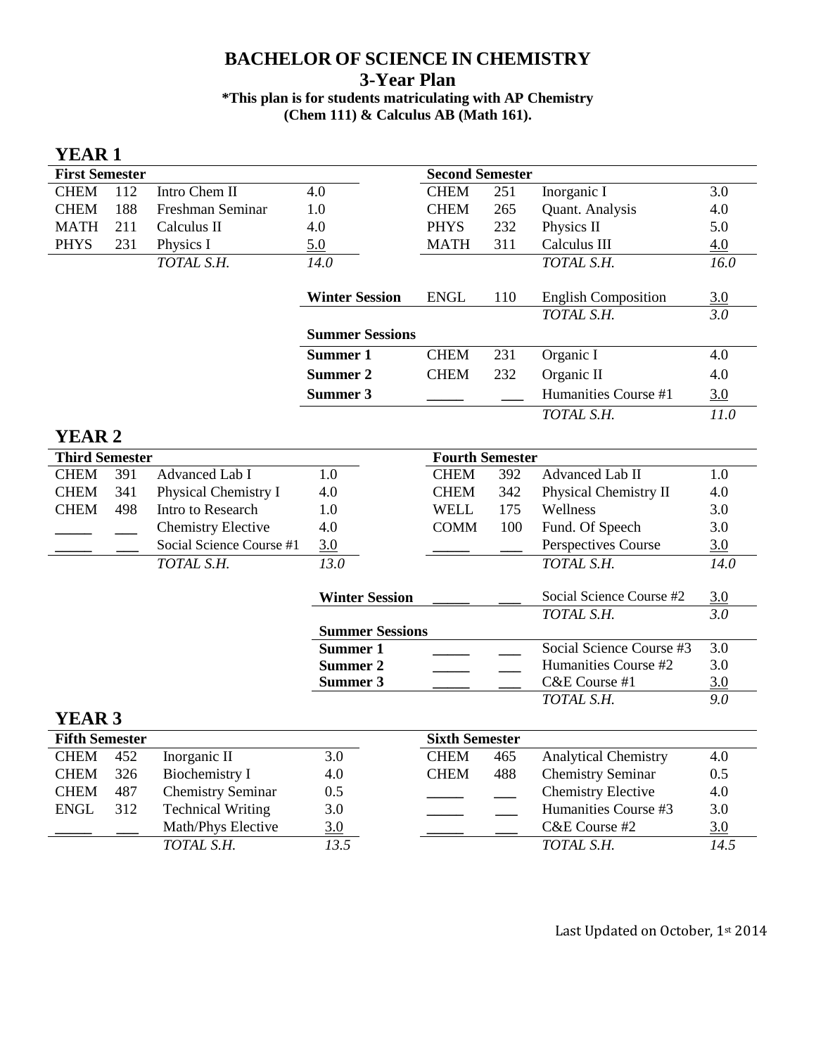# BACHELOR OF SCIENCE IN CHEMISTRY

## 3-Year Plan

**\*This plan is for students matriculating with AP Chemistry (Chem 111) & Calculus AB (Math 161).**

## YEAR 1

**First Semester**

| | | | |
|---|---|---|---|
| CHEM | 112 | Intro Chem II | 4.0 |
| CHEM | 188 | Freshman Seminar | 1.0 |
| MATH | 211 | Calculus II | 4.0 |
| PHYS | 231 | Physics I | 5.0 |
| | | *TOTAL S.H.* | *14.0* |

**Second Semester**

| | | | |
|---|---|---|---|
| CHEM | 251 | Inorganic I | 3.0 |
| CHEM | 265 | Quant. Analysis | 4.0 |
| PHYS | 232 | Physics II | 5.0 |
| MATH | 311 | Calculus III | 4.0 |
| | | *TOTAL S.H.* | *16.0* |

**Winter Session**

| | | | |
|---|---|---|---|
| ENGL | 110 | English Composition | 3.0 |
| | | *TOTAL S.H.* | *3.0* |

**Summer Sessions**

| | | | | |
|---|---|---|---|---|
| **Summer 1** | CHEM | 231 | Organic I | 4.0 |
| **Summer 2** | CHEM | 232 | Organic II | 4.0 |
| **Summer 3** | _____ | ___ | Humanities Course #1 | 3.0 |
| | | | *TOTAL S.H.* | *11.0* |

## YEAR 2

**Third Semester**

| | | | |
|---|---|---|---|
| CHEM | 391 | Advanced Lab I | 1.0 |
| CHEM | 341 | Physical Chemistry I | 4.0 |
| CHEM | 498 | Intro to Research | 1.0 |
| _____ | ___ | Chemistry Elective | 4.0 |
| _____ | ___ | Social Science Course #1 | 3.0 |
| | | *TOTAL S.H.* | *13.0* |

**Fourth Semester**

| | | | |
|---|---|---|---|
| CHEM | 392 | Advanced Lab II | 1.0 |
| CHEM | 342 | Physical Chemistry II | 4.0 |
| WELL | 175 | Wellness | 3.0 |
| COMM | 100 | Fund. Of Speech | 3.0 |
| _____ | ___ | Perspectives Course | 3.0 |
| | | *TOTAL S.H.* | *14.0* |

**Winter Session**

| | | | |
|---|---|---|---|
| _____ | ___ | Social Science Course #2 | 3.0 |
| | | *TOTAL S.H.* | *3.0* |

**Summer Sessions**

| | | | | |
|---|---|---|---|---|
| **Summer 1** | _____ | ___ | Social Science Course #3 | 3.0 |
| **Summer 2** | _____ | ___ | Humanities Course #2 | 3.0 |
| **Summer 3** | _____ | ___ | C&E Course #1 | 3.0 |
| | | | *TOTAL S.H.* | *9.0* |

## YEAR 3

**Fifth Semester**

| | | | |
|---|---|---|---|
| CHEM | 452 | Inorganic II | 3.0 |
| CHEM | 326 | Biochemistry I | 4.0 |
| CHEM | 487 | Chemistry Seminar | 0.5 |
| ENGL | 312 | Technical Writing | 3.0 |
| _____ | ___ | Math/Phys Elective | 3.0 |
| | | *TOTAL S.H.* | *13.5* |

**Sixth Semester**

| | | | |
|---|---|---|---|
| CHEM | 465 | Analytical Chemistry | 4.0 |
| CHEM | 488 | Chemistry Seminar | 0.5 |
| _____ | ___ | Chemistry Elective | 4.0 |
| _____ | ___ | Humanities Course #3 | 3.0 |
| _____ | ___ | C&E Course #2 | 3.0 |
| | | *TOTAL S.H.* | *14.5* |

Last Updated on October, 1st 2014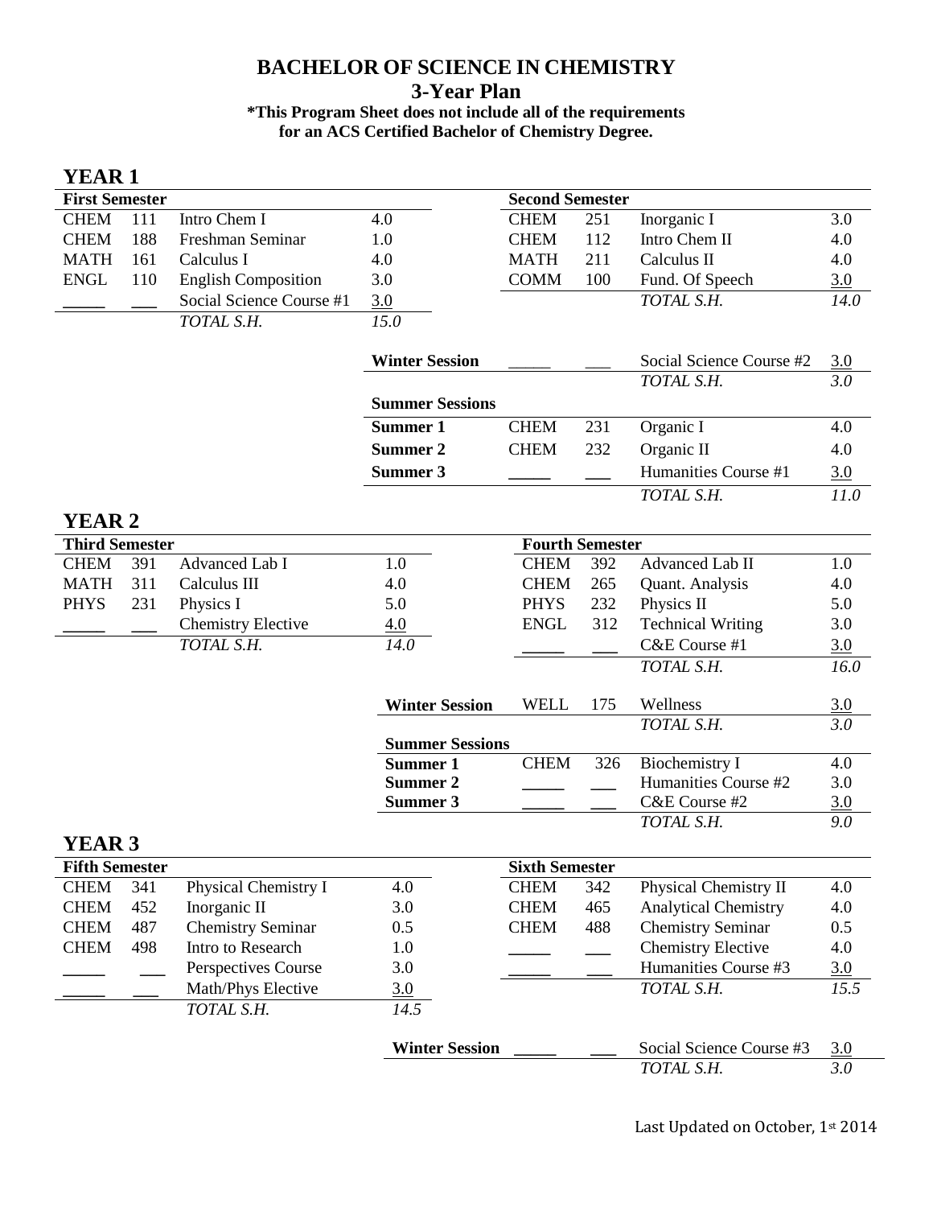# BACHELOR OF SCIENCE IN CHEMISTRY

## 3-Year Plan

**\*This Program Sheet does not include all of the requirements for an ACS Certified Bachelor of Chemistry Degree.**

## YEAR 1

**First Semester**

| | | | |
|---|---|---|---|
| CHEM | 111 | Intro Chem I | 4.0 |
| CHEM | 188 | Freshman Seminar | 1.0 |
| MATH | 161 | Calculus I | 4.0 |
| ENGL | 110 | English Composition | 3.0 |
| _____ | ___ | Social Science Course #1 | 3.0 |
| | | *TOTAL S.H.* | *15.0* |

**Second Semester**

| | | | |
|---|---|---|---|
| CHEM | 251 | Inorganic I | 3.0 |
| CHEM | 112 | Intro Chem II | 4.0 |
| MATH | 211 | Calculus II | 4.0 |
| COMM | 100 | Fund. Of Speech | 3.0 |
| | | *TOTAL S.H.* | *14.0* |

| | | | | |
|---|---|---|---|---|
| **Winter Session** | _____ | ___ | Social Science Course #2 | 3.0 |
| | | | *TOTAL S.H.* | *3.0* |

**Summer Sessions**

| | | | | |
|---|---|---|---|---|
| **Summer 1** | CHEM | 231 | Organic I | 4.0 |
| **Summer 2** | CHEM | 232 | Organic II | 4.0 |
| **Summer 3** | _____ | ___ | Humanities Course #1 | 3.0 |
| | | | *TOTAL S.H.* | *11.0* |

## YEAR 2

**Third Semester**

| | | | |
|---|---|---|---|
| CHEM | 391 | Advanced Lab I | 1.0 |
| MATH | 311 | Calculus III | 4.0 |
| PHYS | 231 | Physics I | 5.0 |
| _____ | ___ | Chemistry Elective | 4.0 |
| | | *TOTAL S.H.* | *14.0* |

**Fourth Semester**

| | | | |
|---|---|---|---|
| CHEM | 392 | Advanced Lab II | 1.0 |
| CHEM | 265 | Quant. Analysis | 4.0 |
| PHYS | 232 | Physics II | 5.0 |
| ENGL | 312 | Technical Writing | 3.0 |
| _____ | ___ | C&E Course #1 | 3.0 |
| | | *TOTAL S.H.* | *16.0* |

| | | | | |
|---|---|---|---|---|
| **Winter Session** | WELL | 175 | Wellness | 3.0 |
| | | | *TOTAL S.H.* | *3.0* |

**Summer Sessions**

| | | | | |
|---|---|---|---|---|
| **Summer 1** | CHEM | 326 | Biochemistry I | 4.0 |
| **Summer 2** | _____ | ___ | Humanities Course #2 | 3.0 |
| **Summer 3** | _____ | ___ | C&E Course #2 | 3.0 |
| | | | *TOTAL S.H.* | *9.0* |

## YEAR 3

**Fifth Semester**

| | | | |
|---|---|---|---|
| CHEM | 341 | Physical Chemistry I | 4.0 |
| CHEM | 452 | Inorganic II | 3.0 |
| CHEM | 487 | Chemistry Seminar | 0.5 |
| CHEM | 498 | Intro to Research | 1.0 |
| _____ | ___ | Perspectives Course | 3.0 |
| _____ | ___ | Math/Phys Elective | 3.0 |
| | | *TOTAL S.H.* | *14.5* |

**Sixth Semester**

| | | | |
|---|---|---|---|
| CHEM | 342 | Physical Chemistry II | 4.0 |
| CHEM | 465 | Analytical Chemistry | 4.0 |
| CHEM | 488 | Chemistry Seminar | 0.5 |
| _____ | ___ | Chemistry Elective | 4.0 |
| _____ | ___ | Humanities Course #3 | 3.0 |
| | | *TOTAL S.H.* | *15.5* |

| | | | | |
|---|---|---|---|---|
| **Winter Session** | _____ | ___ | Social Science Course #3 | 3.0 |
| | | | *TOTAL S.H.* | *3.0* |

Last Updated on October, 1st 2014